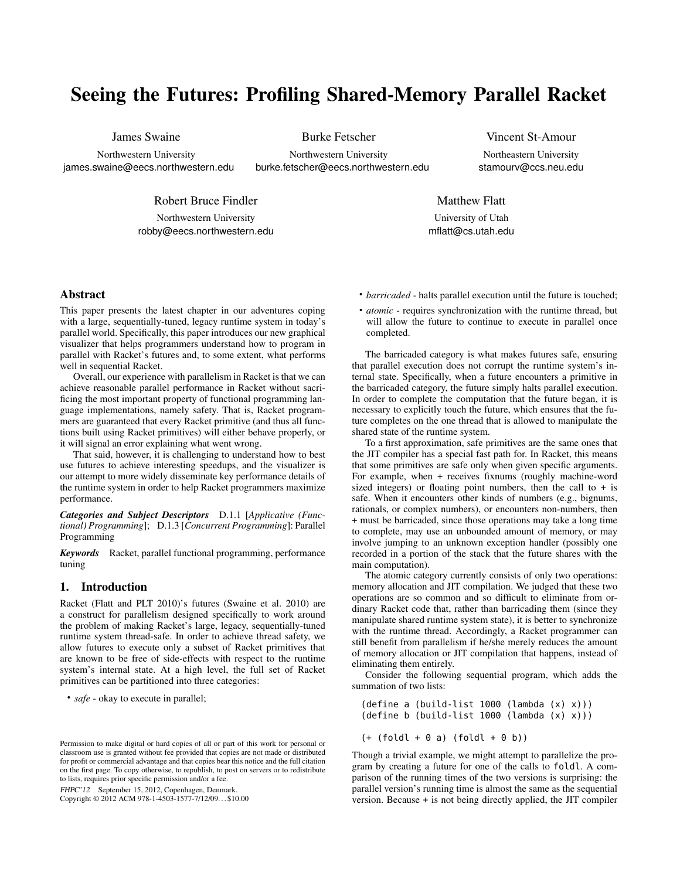# Seeing the Futures: Profiling Shared-Memory Parallel Racket

James Swaine
Northwestern University
james.swaine@eecs.northwestern.edu

Burke Fetscher
Northwestern University
burke.fetscher@eecs.northwestern.edu

Vincent St-Amour
Northeastern University
stamourv@ccs.neu.edu

Robert Bruce Findler
Northwestern University
robby@eecs.northwestern.edu

Matthew Flatt
University of Utah
mflatt@cs.utah.edu

## Abstract

This paper presents the latest chapter in our adventures coping with a large, sequentially-tuned, legacy runtime system in today's parallel world. Specifically, this paper introduces our new graphical visualizer that helps programmers understand how to program in parallel with Racket's futures and, to some extent, what performs well in sequential Racket.

Overall, our experience with parallelism in Racket is that we can achieve reasonable parallel performance in Racket without sacrificing the most important property of functional programming language implementations, namely safety. That is, Racket programmers are guaranteed that every Racket primitive (and thus all functions built using Racket primitives) will either behave properly, or it will signal an error explaining what went wrong.

That said, however, it is challenging to understand how to best use futures to achieve interesting speedups, and the visualizer is our attempt to more widely disseminate key performance details of the runtime system in order to help Racket programmers maximize performance.

***Categories and Subject Descriptors*** D.1.1 [*Applicative (Functional) Programming*]; D.1.3 [*Concurrent Programming*]: Parallel Programming

***Keywords*** Racket, parallel functional programming, performance tuning

## 1. Introduction

Racket (Flatt and PLT 2010)'s futures (Swaine et al. 2010) are a construct for parallelism designed specifically to work around the problem of making Racket's large, legacy, sequentially-tuned runtime system thread-safe. In order to achieve thread safety, we allow futures to execute only a subset of Racket primitives that are known to be free of side-effects with respect to the runtime system's internal state. At a high level, the full set of Racket primitives can be partitioned into three categories:

- *safe* - okay to execute in parallel;
- *barricaded* - halts parallel execution until the future is touched;
- *atomic* - requires synchronization with the runtime thread, but will allow the future to continue to execute in parallel once completed.

The barricaded category is what makes futures safe, ensuring that parallel execution does not corrupt the runtime system's internal state. Specifically, when a future encounters a primitive in the barricaded category, the future simply halts parallel execution. In order to complete the computation that the future began, it is necessary to explicitly touch the future, which ensures that the future completes on the one thread that is allowed to manipulate the shared state of the runtime system.

To a first approximation, safe primitives are the same ones that the JIT compiler has a special fast path for. In Racket, this means that some primitives are safe only when given specific arguments. For example, when `+` receives fixnums (roughly machine-word sized integers) or floating point numbers, then the call to `+` is safe. When it encounters other kinds of numbers (e.g., bignums, rationals, or complex numbers), or encounters non-numbers, then `+` must be barricaded, since those operations may take a long time to complete, may use an unbounded amount of memory, or may involve jumping to an unknown exception handler (possibly one recorded in a portion of the stack that the future shares with the main computation).

The atomic category currently consists of only two operations: memory allocation and JIT compilation. We judged that these two operations are so common and so difficult to eliminate from ordinary Racket code that, rather than barricading them (since they manipulate shared runtime system state), it is better to synchronize with the runtime thread. Accordingly, a Racket programmer can still benefit from parallelism if he/she merely reduces the amount of memory allocation or JIT compilation that happens, instead of eliminating them entirely.

Consider the following sequential program, which adds the summation of two lists:

```
(define a (build-list 1000 (lambda (x) x)))
(define b (build-list 1000 (lambda (x) x)))

(+ (foldl + 0 a) (foldl + 0 b))
```

Though a trivial example, we might attempt to parallelize the program by creating a future for one of the calls to `foldl`. A comparison of the running times of the two versions is surprising: the parallel version's running time is almost the same as the sequential version. Because `+` is not being directly applied, the JIT compiler

Permission to make digital or hard copies of all or part of this work for personal or classroom use is granted without fee provided that copies are not made or distributed for profit or commercial advantage and that copies bear this notice and the full citation on the first page. To copy otherwise, to republish, to post on servers or to redistribute to lists, requires prior specific permission and/or a fee.

*FHPC'12* September 15, 2012, Copenhagen, Denmark.
Copyright © 2012 ACM 978-1-4503-1577-7/12/09... $10.00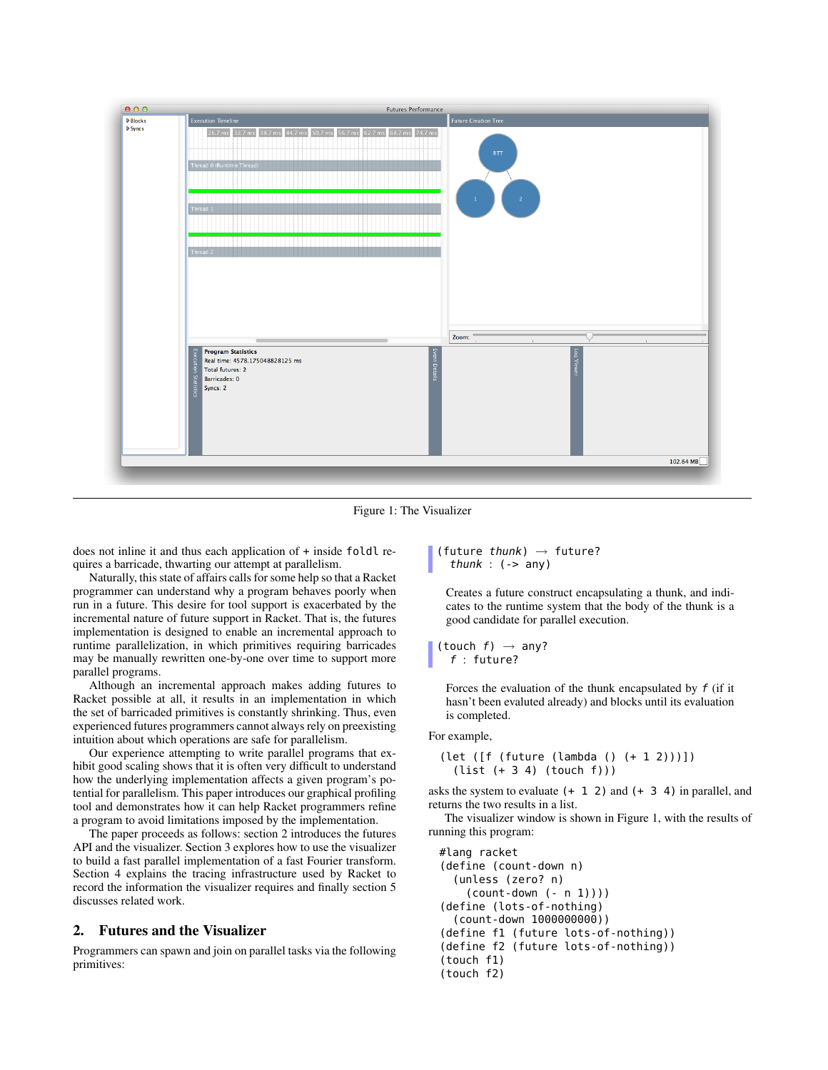Figure 1: The Visualizer

does not inline it and thus each application of `+` inside `foldl` requires a barricade, thwarting our attempt at parallelism.

Naturally, this state of affairs calls for some help so that a Racket programmer can understand why a program behaves poorly when run in a future. This desire for tool support is exacerbated by the incremental nature of future support in Racket. That is, the futures implementation is designed to enable an incremental approach to runtime parallelization, in which primitives requiring barricades may be manually rewritten one-by-one over time to support more parallel programs.

Although an incremental approach makes adding futures to Racket possible at all, it results in an implementation in which the set of barricaded primitives is constantly shrinking. Thus, even experienced futures programmers cannot always rely on preexisting intuition about which operations are safe for parallelism.

Our experience attempting to write parallel programs that exhibit good scaling shows that it is often very difficult to understand how the underlying implementation affects a given program's potential for parallelism. This paper introduces our graphical profiling tool and demonstrates how it can help Racket programmers refine a program to avoid limitations imposed by the implementation.

The paper proceeds as follows: section 2 introduces the futures API and the visualizer. Section 3 explores how to use the visualizer to build a fast parallel implementation of a fast Fourier transform. Section 4 explains the tracing infrastructure used by Racket to record the information the visualizer requires and finally section 5 discusses related work.

## 2. Futures and the Visualizer

Programmers can spawn and join on parallel tasks via the following primitives:

```
(future thunk) → future?
  thunk : (-> any)
```

Creates a future construct encapsulating a thunk, and indicates to the runtime system that the body of the thunk is a good candidate for parallel execution.

```
(touch f) → any?
  f : future?
```

Forces the evaluation of the thunk encapsulated by *f* (if it hasn't been evaluted already) and blocks until its evaluation is completed.

For example,

```
(let ([f (future (lambda () (+ 1 2)))])
  (list (+ 3 4) (touch f)))
```

asks the system to evaluate `(+ 1 2)` and `(+ 3 4)` in parallel, and returns the two results in a list.

The visualizer window is shown in Figure 1, with the results of running this program:

```
#lang racket
(define (count-down n)
  (unless (zero? n)
    (count-down (- n 1))))
(define (lots-of-nothing)
  (count-down 1000000000))
(define f1 (future lots-of-nothing))
(define f2 (future lots-of-nothing))
(touch f1)
(touch f2)
```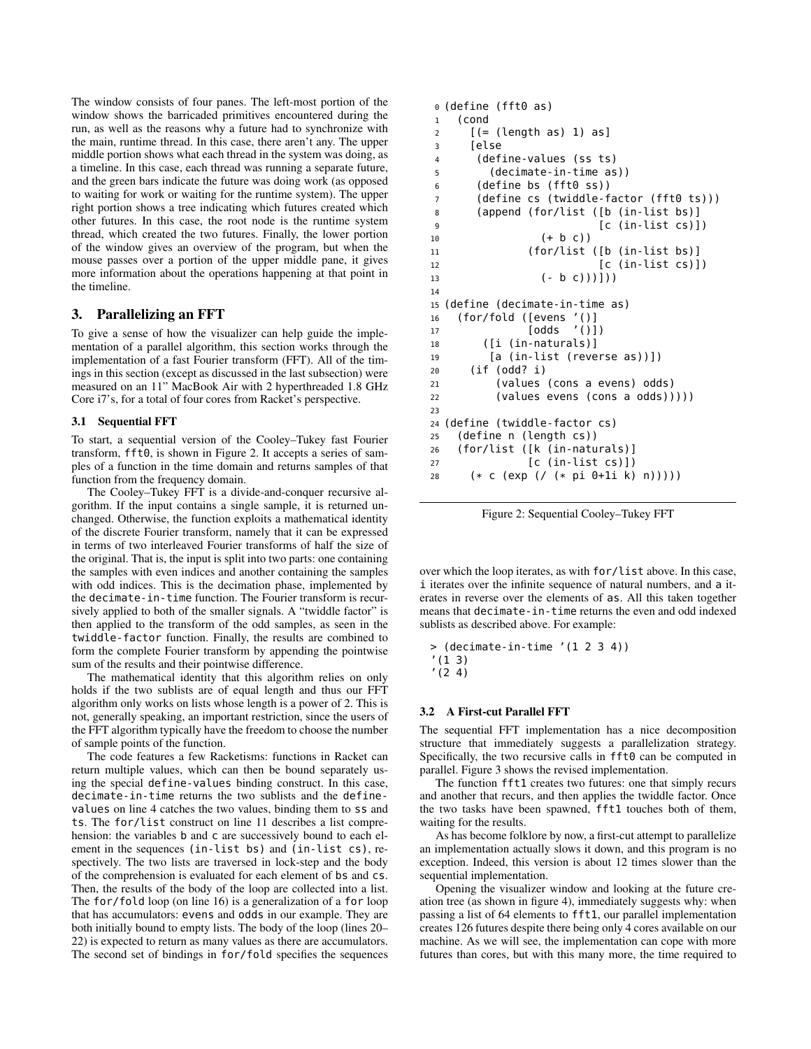The window consists of four panes. The left-most portion of the window shows the barricaded primitives encountered during the run, as well as the reasons why a future had to synchronize with the main, runtime thread. In this case, there aren't any. The upper middle portion shows what each thread in the system was doing, as a timeline. In this case, each thread was running a separate future, and the green bars indicate the future was doing work (as opposed to waiting for work or waiting for the runtime system). The upper right portion shows a tree indicating which futures created which other futures. In this case, the root node is the runtime system thread, which created the two futures. Finally, the lower portion of the window gives an overview of the program, but when the mouse passes over a portion of the upper middle pane, it gives more information about the operations happening at that point in the timeline.

## 3. Parallelizing an FFT

To give a sense of how the visualizer can help guide the implementation of a parallel algorithm, this section works through the implementation of a fast Fourier transform (FFT). All of the timings in this section (except as discussed in the last subsection) were measured on an 11" MacBook Air with 2 hyperthreaded 1.8 GHz Core i7's, for a total of four cores from Racket's perspective.

### 3.1 Sequential FFT

To start, a sequential version of the Cooley–Tukey fast Fourier transform, `fft0`, is shown in Figure 2. It accepts a series of samples of a function in the time domain and returns samples of that function from the frequency domain.

The Cooley–Tukey FFT is a divide-and-conquer recursive algorithm. If the input contains a single sample, it is returned unchanged. Otherwise, the function exploits a mathematical identity of the discrete Fourier transform, namely that it can be expressed in terms of two interleaved Fourier transforms of half the size of the original. That is, the input is split into two parts: one containing the samples with even indices and another containing the samples with odd indices. This is the decimation phase, implemented by the `decimate-in-time` function. The Fourier transform is recursively applied to both of the smaller signals. A "twiddle factor" is then applied to the transform of the odd samples, as seen in the `twiddle-factor` function. Finally, the results are combined to form the complete Fourier transform by appending the pointwise sum of the results and their pointwise difference.

The mathematical identity that this algorithm relies on only holds if the two sublists are of equal length and thus our FFT algorithm only works on lists whose length is a power of 2. This is not, generally speaking, an important restriction, since the users of the FFT algorithm typically have the freedom to choose the number of sample points of the function.

The code features a few Racketisms: functions in Racket can return multiple values, which can then be bound separately using the special `define-values` binding construct. In this case, `decimate-in-time` returns the two sublists and the `define-values` on line 4 catches the two values, binding them to `ss` and `ts`. The `for/list` construct on line 11 describes a list comprehension: the variables `b` and `c` are successively bound to each element in the sequences `(in-list bs)` and `(in-list cs)`, respectively. The two lists are traversed in lock-step and the body of the comprehension is evaluated for each element of `bs` and `cs`. Then, the results of the body of the loop are collected into a list. The `for/fold` loop (on line 16) is a generalization of a `for` loop that has accumulators: `evens` and `odds` in our example. They are both initially bound to empty lists. The body of the loop (lines 20–22) is expected to return as many values as there are accumulators. The second set of bindings in `for/fold` specifies the sequences over which the loop iterates, as with `for/list` above. In this case, `i` iterates over the infinite sequence of natural numbers, and `a` iterates in reverse over the elements of `as`. All this taken together means that `decimate-in-time` returns the even and odd indexed sublists as described above. For example:

```
> (decimate-in-time '(1 2 3 4))
'(1 3)
'(2 4)
```

```
0  (define (fft0 as)
1    (cond
2      [(= (length as) 1) as]
3      [else
4       (define-values (ss ts)
5         (decimate-in-time as))
6       (define bs (fft0 ss))
7       (define cs (twiddle-factor (fft0 ts)))
8       (append (for/list ([b (in-list bs)]
9                          [c (in-list cs)])
10                (+ b c))
11              (for/list ([b (in-list bs)]
12                         [c (in-list cs)])
13                (- b c)))]))
14
15 (define (decimate-in-time as)
16   (for/fold ([evens '()]
17              [odds  '()])
18       ([i (in-naturals)]
19        [a (in-list (reverse as))])
20     (if (odd? i)
21         (values (cons a evens) odds)
22         (values evens (cons a odds)))))
23
24 (define (twiddle-factor cs)
25   (define n (length cs))
26   (for/list ([k (in-naturals)]
27              [c (in-list cs)])
28     (* c (exp (/ (* pi 0+1i k) n)))))
```

Figure 2: Sequential Cooley–Tukey FFT

### 3.2 A First-cut Parallel FFT

The sequential FFT implementation has a nice decomposition structure that immediately suggests a parallelization strategy. Specifically, the two recursive calls in `fft0` can be computed in parallel. Figure 3 shows the revised implementation.

The function `fft1` creates two futures: one that simply recurs and another that recurs, and then applies the twiddle factor. Once the two tasks have been spawned, `fft1` touches both of them, waiting for the results.

As has become folklore by now, a first-cut attempt to parallelize an implementation actually slows it down, and this program is no exception. Indeed, this version is about 12 times slower than the sequential implementation.

Opening the visualizer window and looking at the future creation tree (as shown in figure 4), immediately suggests why: when passing a list of 64 elements to `fft1`, our parallel implementation creates 126 futures despite there being only 4 cores available on our machine. As we will see, the implementation can cope with more futures than cores, but with this many more, the time required to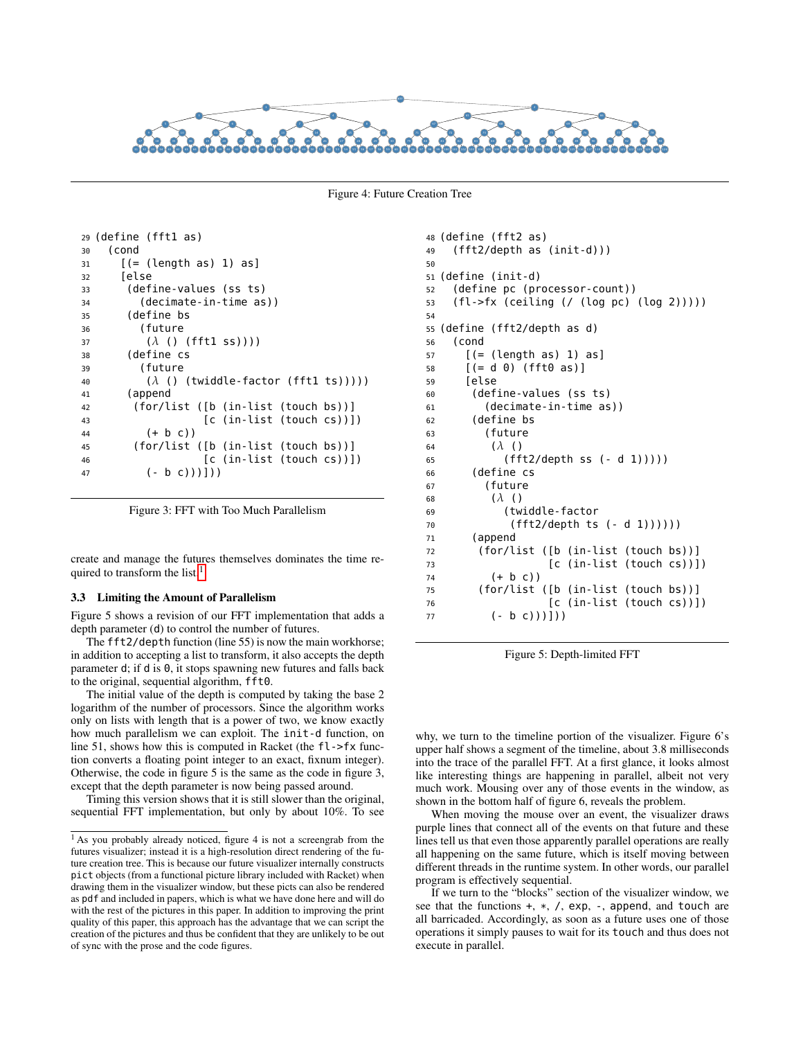Figure 4: Future Creation Tree

```
29 (define (fft1 as)
30   (cond
31     [(= (length as) 1) as]
32     [else
33      (define-values (ss ts)
34        (decimate-in-time as))
35      (define bs
36        (future
37         (λ () (fft1 ss))))
38      (define cs
39        (future
40         (λ () (twiddle-factor (fft1 ts)))))
41      (append
42       (for/list ([b (in-list (touch bs))]
43                  [c (in-list (touch cs))])
44         (+ b c))
45       (for/list ([b (in-list (touch bs))]
46                  [c (in-list (touch cs))])
47         (- b c)))]))
```

Figure 3: FFT with Too Much Parallelism

create and manage the futures themselves dominates the time required to transform the list.[1]

### 3.3 Limiting the Amount of Parallelism

Figure 5 shows a revision of our FFT implementation that adds a depth parameter (d) to control the number of futures.

The `fft2/depth` function (line 55) is now the main workhorse; in addition to accepting a list to transform, it also accepts the depth parameter d; if d is 0, it stops spawning new futures and falls back to the original, sequential algorithm, `fft0`.

The initial value of the depth is computed by taking the base 2 logarithm of the number of processors. Since the algorithm works only on lists with length that is a power of two, we know exactly how much parallelism we can exploit. The `init-d` function, on line 51, shows how this is computed in Racket (the `fl->fx` function converts a floating point integer to an exact, fixnum integer). Otherwise, the code in figure 5 is the same as the code in figure 3, except that the depth parameter is now being passed around.

Timing this version shows that it is still slower than the original, sequential FFT implementation, but only by about 10%. To see why, we turn to the timeline portion of the visualizer. Figure 6's upper half shows a segment of the timeline, about 3.8 milliseconds into the trace of the parallel FFT. At a first glance, it looks almost like interesting things are happening in parallel, albeit not very much work. Mousing over any of those events in the window, as shown in the bottom half of figure 6, reveals the problem.

```
48 (define (fft2 as)
49   (fft2/depth as (init-d)))
50
51 (define (init-d)
52   (define pc (processor-count))
53   (fl->fx (ceiling (/ (log pc) (log 2)))))
54
55 (define (fft2/depth as d)
56   (cond
57     [(= (length as) 1) as]
58     [(= d 0) (fft0 as)]
59     [else
60      (define-values (ss ts)
61        (decimate-in-time as))
62      (define bs
63        (future
64         (λ ()
65           (fft2/depth ss (- d 1)))))
66      (define cs
67        (future
68         (λ ()
69           (twiddle-factor
70            (fft2/depth ts (- d 1))))))
71      (append
72       (for/list ([b (in-list (touch bs))]
73                  [c (in-list (touch cs))])
74         (+ b c))
75       (for/list ([b (in-list (touch bs))]
76                  [c (in-list (touch cs))])
77         (- b c)))]))
```

Figure 5: Depth-limited FFT

When moving the mouse over an event, the visualizer draws purple lines that connect all of the events on that future and these lines tell us that even those apparently parallel operations are really all happening on the same future, which is itself moving between different threads in the runtime system. In other words, our parallel program is effectively sequential.

If we turn to the "blocks" section of the visualizer window, we see that the functions `+`, `*`, `/`, `exp`, `-`, `append`, and `touch` are all barricaded. Accordingly, as soon as a future uses one of those operations it simply pauses to wait for its `touch` and thus does not execute in parallel.

[1] As you probably already noticed, figure 4 is not a screengrab from the futures visualizer; instead it is a high-resolution direct rendering of the future creation tree. This is because our future visualizer internally constructs `pict` objects (from a functional picture library included with Racket) when drawing them in the visualizer window, but these picts can also be rendered as `pdf` and included in papers, which is what we have done here and will do with the rest of the pictures in this paper. In addition to improving the print quality of this paper, this approach has the advantage that we can script the creation of the pictures and thus be confident that they are unlikely to be out of sync with the prose and the code figures.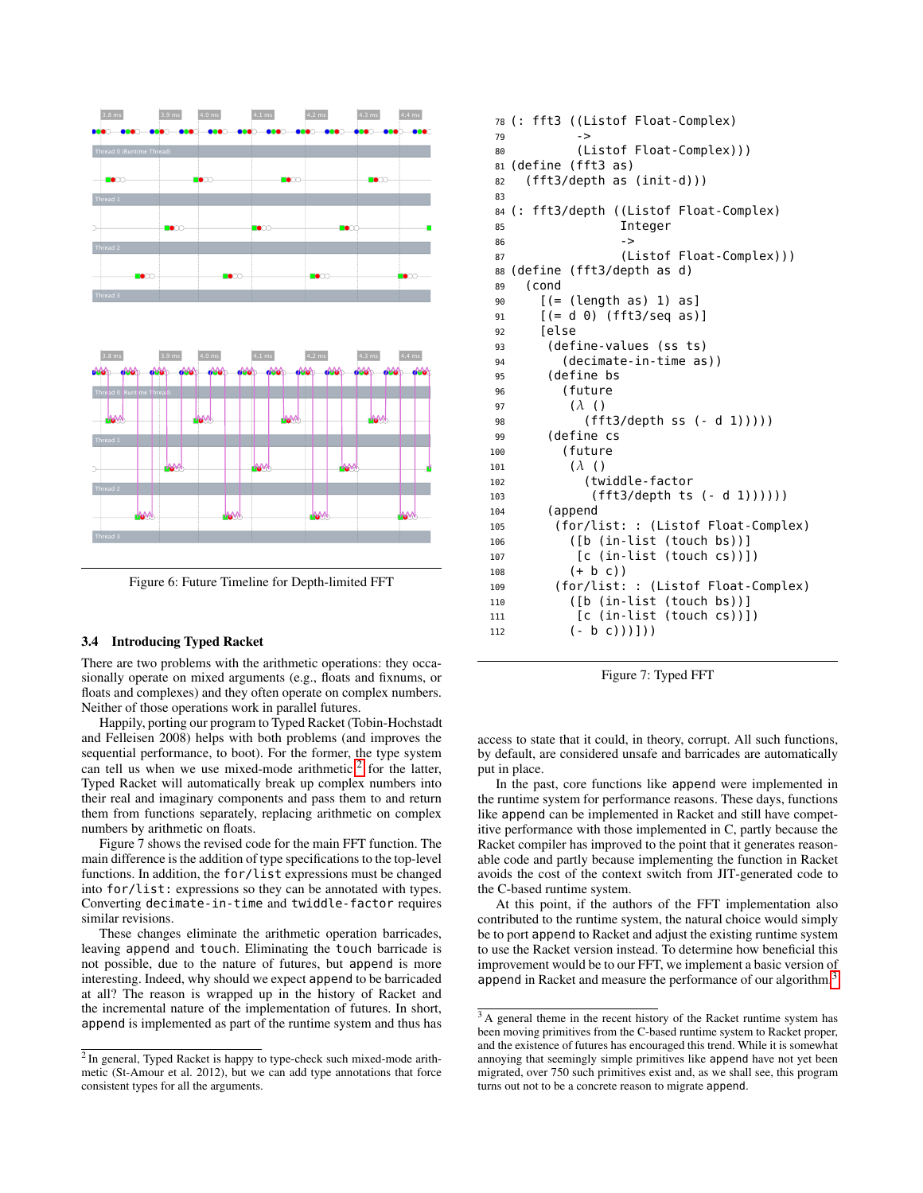3.8 ms
3.9 ms
4.0 ms
4.1 ms
4.2 ms
4.3 ms
4.4 ms
Thread 0 (Runtime Thread)
Thread 1
Thread 2
Thread 3

3.8 ms
3.9 ms
4.0 ms
4.1 ms
4.2 ms
4.3 ms
4.4 ms
Thread 0 (Runtime Thread)
Thread 1
Thread 2
Thread 3

Figure 6: Future Timeline for Depth-limited FFT

### 3.4 Introducing Typed Racket

There are two problems with the arithmetic operations: they occasionally operate on mixed arguments (e.g., floats and fixnums, or floats and complexes) and they often operate on complex numbers. Neither of those operations work in parallel futures.

Happily, porting our program to Typed Racket (Tobin-Hochstadt and Felleisen 2008) helps with both problems (and improves the sequential performance, to boot). For the former, the type system can tell us when we use mixed-mode arithmetic[2] for the latter, Typed Racket will automatically break up complex numbers into their real and imaginary components and pass them to and return them from functions separately, replacing arithmetic on complex numbers by arithmetic on floats.

Figure 7 shows the revised code for the main FFT function. The main difference is the addition of type specifications to the top-level functions. In addition, the `for/list` expressions must be changed into `for/list:` expressions so they can be annotated with types. Converting `decimate-in-time` and `twiddle-factor` requires similar revisions.

These changes eliminate the arithmetic operation barricades, leaving `append` and `touch`. Eliminating the `touch` barricade is not possible, due to the nature of futures, but `append` is more interesting. Indeed, why should we expect `append` to be barricaded at all? The reason is wrapped up in the history of Racket and the incremental nature of the implementation of futures. In short, `append` is implemented as part of the runtime system and thus has

[2] In general, Typed Racket is happy to type-check such mixed-mode arithmetic (St-Amour et al. 2012), but we can add type annotations that force consistent types for all the arguments.

```
78  (: fft3 ((Listof Float-Complex)
79          ->
80          (Listof Float-Complex)))
81  (define (fft3 as)
82    (fft3/depth as (init-d)))
83
84  (: fft3/depth ((Listof Float-Complex)
85                 Integer
86                 ->
87                 (Listof Float-Complex)))
88  (define (fft3/depth as d)
89    (cond
90      [(= (length as) 1) as]
91      [(= d 0) (fft3/seq as)]
92      [else
93       (define-values (ss ts)
94         (decimate-in-time as))
95       (define bs
96         (future
97          (λ ()
98            (fft3/depth ss (- d 1)))))
99       (define cs
100        (future
101         (λ ()
102           (twiddle-factor
103            (fft3/depth ts (- d 1))))))
104      (append
105       (for/list: : (Listof Float-Complex)
106         ([b (in-list (touch bs))]
107          [c (in-list (touch cs))])
108         (+ b c))
109       (for/list: : (Listof Float-Complex)
110         ([b (in-list (touch bs))]
111          [c (in-list (touch cs))])
112         (- b c)))]))
```

Figure 7: Typed FFT

access to state that it could, in theory, corrupt. All such functions, by default, are considered unsafe and barricades are automatically put in place.

In the past, core functions like `append` were implemented in the runtime system for performance reasons. These days, functions like `append` can be implemented in Racket and still have competitive performance with those implemented in C, partly because the Racket compiler has improved to the point that it generates reasonable code and partly because implementing the function in Racket avoids the cost of the context switch from JIT-generated code to the C-based runtime system.

At this point, if the authors of the FFT implementation also contributed to the runtime system, the natural choice would simply be to port `append` to Racket and adjust the existing runtime system to use the Racket version instead. To determine how beneficial this improvement would be to our FFT, we implement a basic version of `append` in Racket and measure the performance of our algorithm.[3]

[3] A general theme in the recent history of the Racket runtime system has been moving primitives from the C-based runtime system to Racket proper, and the existence of futures has encouraged this trend. While it is somewhat annoying that seemingly simple primitives like `append` have not yet been migrated, over 750 such primitives exist and, as we shall see, this program turns out not to be a concrete reason to migrate `append`.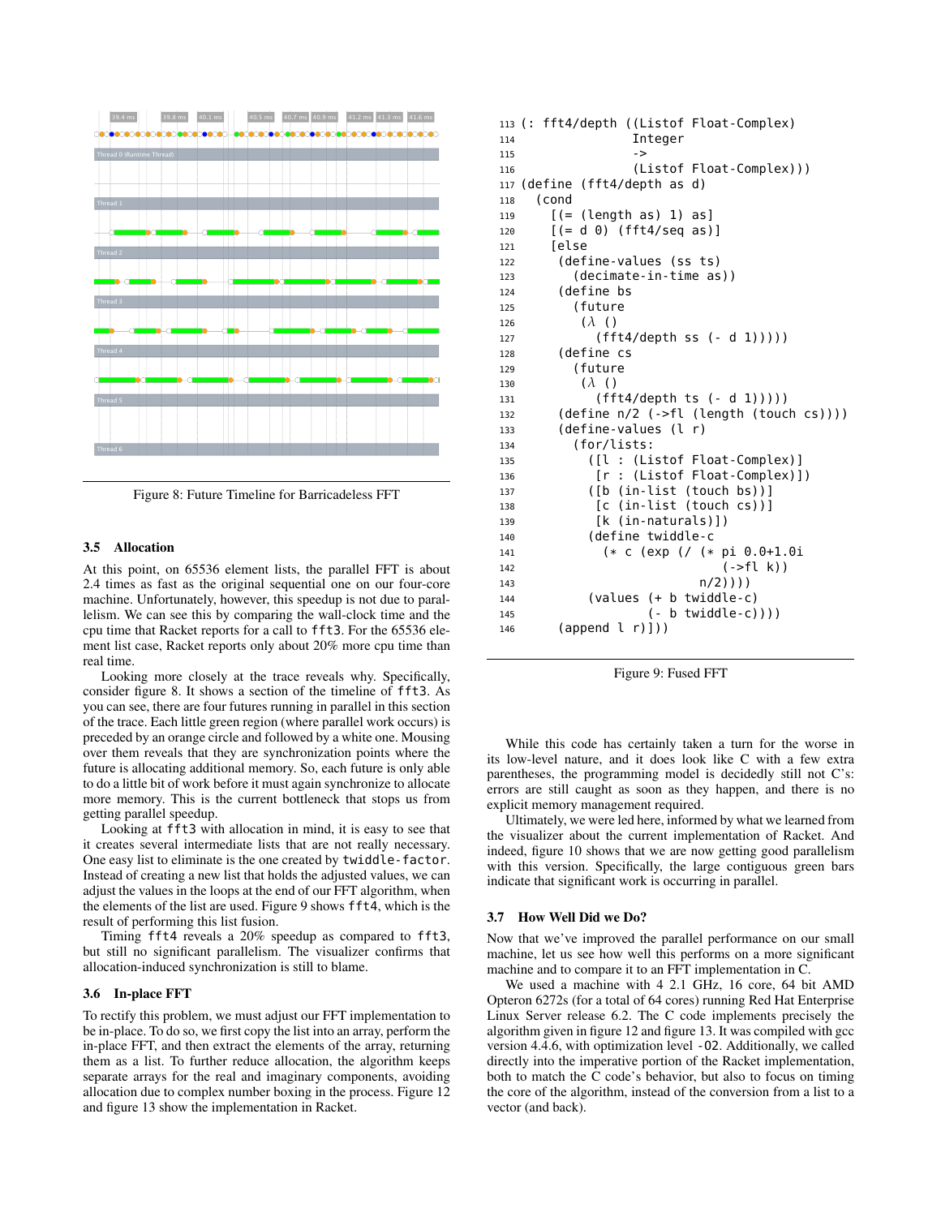Figure 8: Future Timeline for Barricadeless FFT

### 3.5 Allocation

At this point, on 65536 element lists, the parallel FFT is about 2.4 times as fast as the original sequential one on our four-core machine. Unfortunately, however, this speedup is not due to parallelism. We can see this by comparing the wall-clock time and the cpu time that Racket reports for a call to `fft3`. For the 65536 element list case, Racket reports only about 20% more cpu time than real time.

Looking more closely at the trace reveals why. Specifically, consider figure 8. It shows a section of the timeline of `fft3`. As you can see, there are four futures running in parallel in this section of the trace. Each little green region (where parallel work occurs) is preceded by an orange circle and followed by a white one. Mousing over them reveals that they are synchronization points where the future is allocating additional memory. So, each future is only able to do a little bit of work before it must again synchronize to allocate more memory. This is the current bottleneck that stops us from getting parallel speedup.

Looking at `fft3` with allocation in mind, it is easy to see that it creates several intermediate lists that are not really necessary. One easy list to eliminate is the one created by `twiddle-factor`. Instead of creating a new list that holds the adjusted values, we can adjust the values in the loops at the end of our FFT algorithm, when the elements of the list are used. Figure 9 shows `fft4`, which is the result of performing this list fusion.

Timing `fft4` reveals a 20% speedup as compared to `fft3`, but still no significant parallelism. The visualizer confirms that allocation-induced synchronization is still to blame.

### 3.6 In-place FFT

To rectify this problem, we must adjust our FFT implementation to be in-place. To do so, we first copy the list into an array, perform the in-place FFT, and then extract the elements of the array, returning them as a list. To further reduce allocation, the algorithm keeps separate arrays for the real and imaginary components, avoiding allocation due to complex number boxing in the process. Figure 12 and figure 13 show the implementation in Racket.

```
113 (: fft4/depth ((Listof Float-Complex)
114                 Integer
115                 ->
116                 (Listof Float-Complex)))
117 (define (fft4/depth as d)
118   (cond
119     [(= (length as) 1) as]
120     [(= d 0) (fft4/seq as)]
121     [else
122      (define-values (ss ts)
123        (decimate-in-time as))
124      (define bs
125        (future
126         (λ ()
127           (fft4/depth ss (- d 1)))))
128      (define cs
129        (future
130         (λ ()
131           (fft4/depth ts (- d 1)))))
132      (define n/2 (->fl (length (touch cs))))
133      (define-values (l r)
134        (for/lists:
135          ([l : (Listof Float-Complex)]
136           [r : (Listof Float-Complex)])
137          ([b (in-list (touch bs))]
138           [c (in-list (touch cs))]
139           [k (in-naturals)])
140          (define twiddle-c
141            (* c (exp (/ (* pi 0.0+1.0i
142                            (->fl k))
143                         n/2))))
144          (values (+ b twiddle-c)
145                  (- b twiddle-c))))
146      (append l r)]))
```

Figure 9: Fused FFT

While this code has certainly taken a turn for the worse in its low-level nature, and it does look like C with a few extra parentheses, the programming model is decidedly still not C's: errors are still caught as soon as they happen, and there is no explicit memory management required.

Ultimately, we were led here, informed by what we learned from the visualizer about the current implementation of Racket. And indeed, figure 10 shows that we are now getting good parallelism with this version. Specifically, the large contiguous green bars indicate that significant work is occurring in parallel.

### 3.7 How Well Did we Do?

Now that we've improved the parallel performance on our small machine, let us see how well this performs on a more significant machine and to compare it to an FFT implementation in C.

We used a machine with 4 2.1 GHz, 16 core, 64 bit AMD Opteron 6272s (for a total of 64 cores) running Red Hat Enterprise Linux Server release 6.2. The C code implements precisely the algorithm given in figure 12 and figure 13. It was compiled with gcc version 4.4.6, with optimization level `-O2`. Additionally, we called directly into the imperative portion of the Racket implementation, both to match the C code's behavior, but also to focus on timing the core of the algorithm, instead of the conversion from a list to a vector (and back).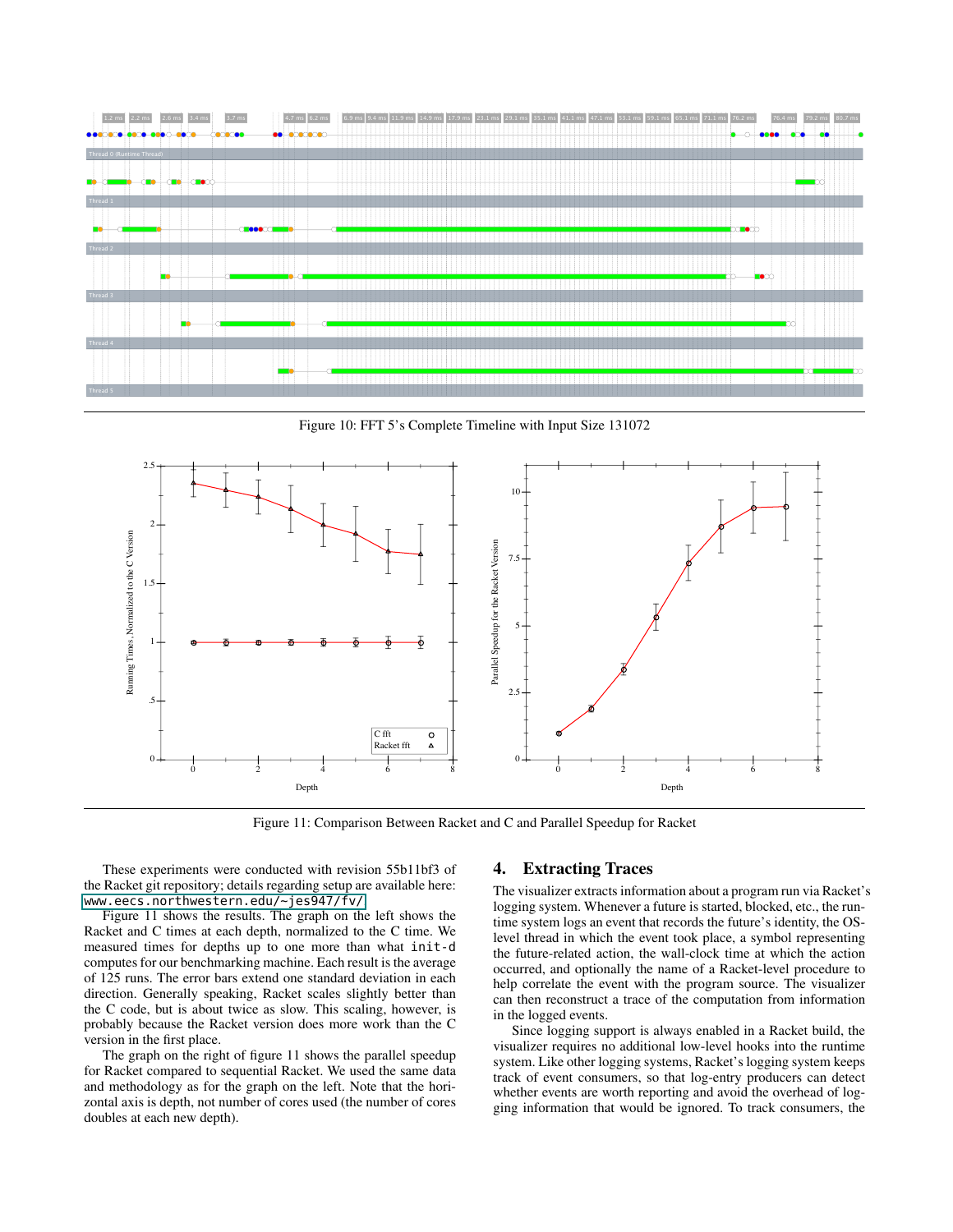Figure 10: FFT 5's Complete Timeline with Input Size 131072

Figure 11: Comparison Between Racket and C and Parallel Speedup for Racket

These experiments were conducted with revision 55b11bf3 of the Racket git repository; details regarding setup are available here: www.eecs.northwestern.edu/~jes947/fv/

Figure 11 shows the results. The graph on the left shows the Racket and C times at each depth, normalized to the C time. We measured times for depths up to one more than what `init-d` computes for our benchmarking machine. Each result is the average of 125 runs. The error bars extend one standard deviation in each direction. Generally speaking, Racket scales slightly better than the C code, but is about twice as slow. This scaling, however, is probably because the Racket version does more work than the C version in the first place.

The graph on the right of figure 11 shows the parallel speedup for Racket compared to sequential Racket. We used the same data and methodology as for the graph on the left. Note that the horizontal axis is depth, not number of cores used (the number of cores doubles at each new depth).

## 4. Extracting Traces

The visualizer extracts information about a program run via Racket's logging system. Whenever a future is started, blocked, etc., the runtime system logs an event that records the future's identity, the OS-level thread in which the event took place, a symbol representing the future-related action, the wall-clock time at which the action occurred, and optionally the name of a Racket-level procedure to help correlate the event with the program source. The visualizer can then reconstruct a trace of the computation from information in the logged events.

Since logging support is always enabled in a Racket build, the visualizer requires no additional low-level hooks into the runtime system. Like other logging systems, Racket's logging system keeps track of event consumers, so that log-entry producers can detect whether events are worth reporting and avoid the overhead of logging information that would be ignored. To track consumers, the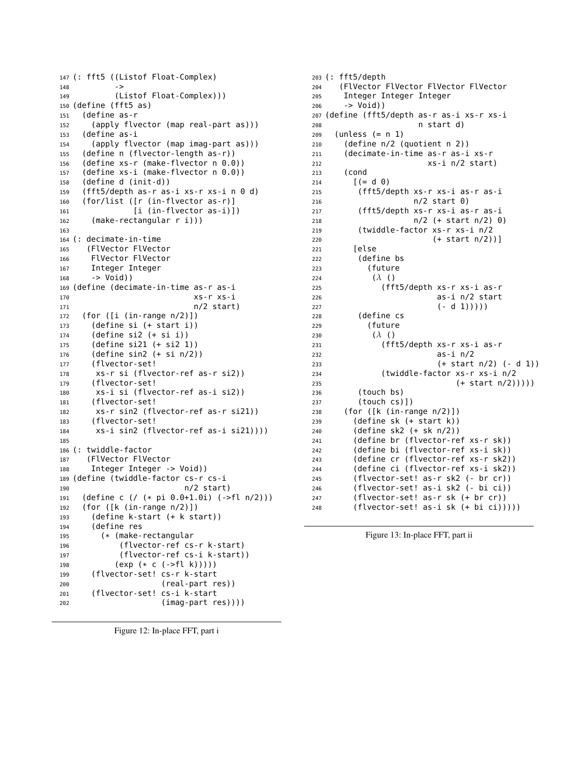```
147 (: fft5 ((Listof Float-Complex)
148         ->
149         (Listof Float-Complex)))
150 (define (fft5 as)
151   (define as-r
152     (apply flvector (map real-part as)))
153   (define as-i
154     (apply flvector (map imag-part as)))
155   (define n (flvector-length as-r))
156   (define xs-r (make-flvector n 0.0))
157   (define xs-i (make-flvector n 0.0))
158   (define d (init-d))
159   (fft5/depth as-r as-i xs-r xs-i n 0 d)
160   (for/list ([r (in-flvector as-r)]
161              [i (in-flvector as-i)])
162     (make-rectangular r i)))
163
164 (: decimate-in-time
165    (FlVector FlVector
166     FlVector FlVector
167     Integer Integer
168     -> Void))
169 (define (decimate-in-time as-r as-i
170                           xs-r xs-i
171                           n/2 start)
172   (for ([i (in-range n/2)])
173     (define si (+ start i))
174     (define si2 (+ si i))
175     (define si21 (+ si2 1))
176     (define sin2 (+ si n/2))
177     (flvector-set!
178      xs-r si (flvector-ref as-r si2))
179     (flvector-set!
180      xs-i si (flvector-ref as-i si2))
181     (flvector-set!
182      xs-r sin2 (flvector-ref as-r si21))
183     (flvector-set!
184      xs-i sin2 (flvector-ref as-i si21))))
185
186 (: twiddle-factor
187    (FlVector FlVector
188     Integer Integer -> Void))
189 (define (twiddle-factor cs-r cs-i
190                         n/2 start)
191   (define c (/ (* pi 0.0+1.0i) (->fl n/2)))
192   (for ([k (in-range n/2)])
193     (define k-start (+ k start))
194     (define res
195       (* (make-rectangular
196           (flvector-ref cs-r k-start)
197           (flvector-ref cs-i k-start))
198          (exp (* c (->fl k)))))
199     (flvector-set! cs-r k-start
200                    (real-part res))
201     (flvector-set! cs-i k-start
202                    (imag-part res))))
```

Figure 12: In-place FFT, part i

```
203 (: fft5/depth
204    (FlVector FlVector FlVector FlVector
205     Integer Integer Integer
206     -> Void))
207 (define (fft5/depth as-r as-i xs-r xs-i
208                     n start d)
209   (unless (= n 1)
210     (define n/2 (quotient n 2))
211     (decimate-in-time as-r as-i xs-r
212                       xs-i n/2 start)
213     (cond
214       [(= d 0)
215        (fft5/depth xs-r xs-i as-r as-i
216                    n/2 start 0)
217        (fft5/depth xs-r xs-i as-r as-i
218                    n/2 (+ start n/2) 0)
219        (twiddle-factor xs-r xs-i n/2
220                        (+ start n/2))]
221       [else
222        (define bs
223          (future
224           (λ ()
225             (fft5/depth xs-r xs-i as-r
226                         as-i n/2 start
227                         (- d 1)))))
228        (define cs
229          (future
230           (λ ()
231             (fft5/depth xs-r xs-i as-r
232                         as-i n/2
233                         (+ start n/2) (- d 1))
234             (twiddle-factor xs-r xs-i n/2
235                             (+ start n/2)))))
236        (touch bs)
237        (touch cs)])
238     (for ([k (in-range n/2)])
239       (define sk (+ start k))
240       (define sk2 (+ sk n/2))
241       (define br (flvector-ref xs-r sk))
242       (define bi (flvector-ref xs-i sk))
243       (define cr (flvector-ref xs-r sk2))
244       (define ci (flvector-ref xs-i sk2))
245       (flvector-set! as-r sk2 (- br cr))
246       (flvector-set! as-i sk2 (- bi ci))
247       (flvector-set! as-r sk (+ br cr))
248       (flvector-set! as-i sk (+ bi ci)))))
```

Figure 13: In-place FFT, part ii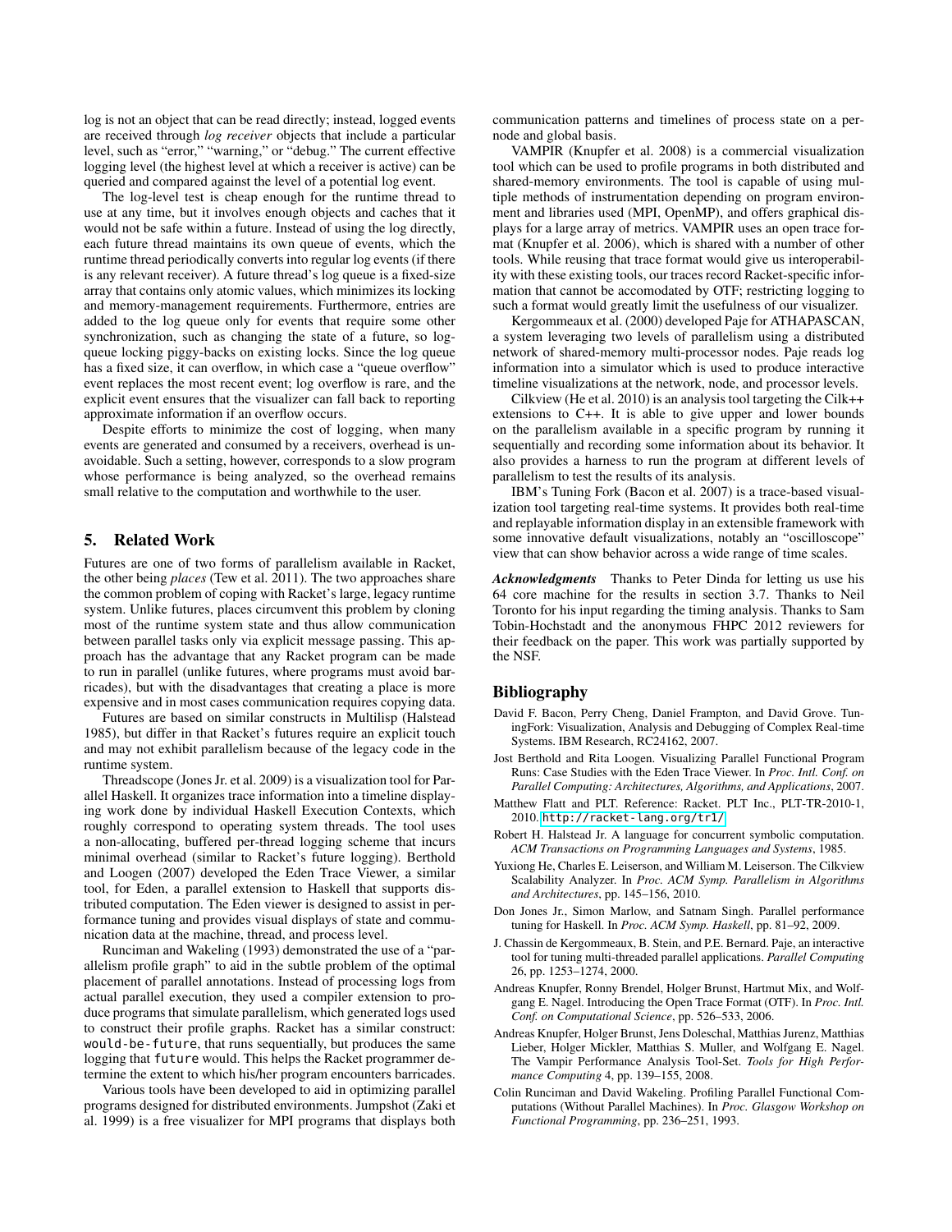log is not an object that can be read directly; instead, logged events are received through *log receiver* objects that include a particular level, such as "error," "warning," or "debug." The current effective logging level (the highest level at which a receiver is active) can be queried and compared against the level of a potential log event.

The log-level test is cheap enough for the runtime thread to use at any time, but it involves enough objects and caches that it would not be safe within a future. Instead of using the log directly, each future thread maintains its own queue of events, which the runtime thread periodically converts into regular log events (if there is any relevant receiver). A future thread's log queue is a fixed-size array that contains only atomic values, which minimizes its locking and memory-management requirements. Furthermore, entries are added to the log queue only for events that require some other synchronization, such as changing the state of a future, so log-queue locking piggy-backs on existing locks. Since the log queue has a fixed size, it can overflow, in which case a "queue overflow" event replaces the most recent event; log overflow is rare, and the explicit event ensures that the visualizer can fall back to reporting approximate information if an overflow occurs.

Despite efforts to minimize the cost of logging, when many events are generated and consumed by a receivers, overhead is unavoidable. Such a setting, however, corresponds to a slow program whose performance is being analyzed, so the overhead remains small relative to the computation and worthwhile to the user.

## 5. Related Work

Futures are one of two forms of parallelism available in Racket, the other being *places* (Tew et al. 2011). The two approaches share the common problem of coping with Racket's large, legacy runtime system. Unlike futures, places circumvent this problem by cloning most of the runtime system state and thus allow communication between parallel tasks only via explicit message passing. This approach has the advantage that any Racket program can be made to run in parallel (unlike futures, where programs must avoid barricades), but with the disadvantages that creating a place is more expensive and in most cases communication requires copying data.

Futures are based on similar constructs in Multilisp (Halstead 1985), but differ in that Racket's futures require an explicit touch and may not exhibit parallelism because of the legacy code in the runtime system.

Threadscope (Jones Jr. et al. 2009) is a visualization tool for Parallel Haskell. It organizes trace information into a timeline displaying work done by individual Haskell Execution Contexts, which roughly correspond to operating system threads. The tool uses a non-allocating, buffered per-thread logging scheme that incurs minimal overhead (similar to Racket's future logging). Berthold and Loogen (2007) developed the Eden Trace Viewer, a similar tool, for Eden, a parallel extension to Haskell that supports distributed computation. The Eden viewer is designed to assist in performance tuning and provides visual displays of state and communication data at the machine, thread, and process level.

Runciman and Wakeling (1993) demonstrated the use of a "parallelism profile graph" to aid in the subtle problem of the optimal placement of parallel annotations. Instead of processing logs from actual parallel execution, they used a compiler extension to produce programs that simulate parallelism, which generated logs used to construct their profile graphs. Racket has a similar construct: `would-be-future`, that runs sequentially, but produces the same logging that `future` would. This helps the Racket programmer determine the extent to which his/her program encounters barricades.

Various tools have been developed to aid in optimizing parallel programs designed for distributed environments. Jumpshot (Zaki et al. 1999) is a free visualizer for MPI programs that displays both communication patterns and timelines of process state on a per-node and global basis.

VAMPIR (Knupfer et al. 2008) is a commercial visualization tool which can be used to profile programs in both distributed and shared-memory environments. The tool is capable of using multiple methods of instrumentation depending on program environment and libraries used (MPI, OpenMP), and offers graphical displays for a large array of metrics. VAMPIR uses an open trace format (Knupfer et al. 2006), which is shared with a number of other tools. While reusing that trace format would give us interoperability with these existing tools, our traces record Racket-specific information that cannot be accomodated by OTF; restricting logging to such a format would greatly limit the usefulness of our visualizer.

Kergommeaux et al. (2000) developed Paje for ATHAPASCAN, a system leveraging two levels of parallelism using a distributed network of shared-memory multi-processor nodes. Paje reads log information into a simulator which is used to produce interactive timeline visualizations at the network, node, and processor levels.

Cilkview (He et al. 2010) is an analysis tool targeting the Cilk++ extensions to C++. It is able to give upper and lower bounds on the parallelism available in a specific program by running it sequentially and recording some information about its behavior. It also provides a harness to run the program at different levels of parallelism to test the results of its analysis.

IBM's Tuning Fork (Bacon et al. 2007) is a trace-based visualization tool targeting real-time systems. It provides both real-time and replayable information display in an extensible framework with some innovative default visualizations, notably an "oscilloscope" view that can show behavior across a wide range of time scales.

***Acknowledgments*** Thanks to Peter Dinda for letting us use his 64 core machine for the results in section 3.7. Thanks to Neil Toronto for his input regarding the timing analysis. Thanks to Sam Tobin-Hochstadt and the anonymous FHPC 2012 reviewers for their feedback on the paper. This work was partially supported by the NSF.

## Bibliography

David F. Bacon, Perry Cheng, Daniel Frampton, and David Grove. TuningFork: Visualization, Analysis and Debugging of Complex Real-time Systems. IBM Research, RC24162, 2007.

Jost Berthold and Rita Loogen. Visualizing Parallel Functional Program Runs: Case Studies with the Eden Trace Viewer. In *Proc. Intl. Conf. on Parallel Computing: Architectures, Algorithms, and Applications*, 2007.

Matthew Flatt and PLT. Reference: Racket. PLT Inc., PLT-TR-2010-1, 2010. http://racket-lang.org/tr1/

Robert H. Halstead Jr. A language for concurrent symbolic computation. *ACM Transactions on Programming Languages and Systems*, 1985.

Yuxiong He, Charles E. Leiserson, and William M. Leiserson. The Cilkview Scalability Analyzer. In *Proc. ACM Symp. Parallelism in Algorithms and Architectures*, pp. 145–156, 2010.

Don Jones Jr., Simon Marlow, and Satnam Singh. Parallel performance tuning for Haskell. In *Proc. ACM Symp. Haskell*, pp. 81–92, 2009.

J. Chassin de Kergommeaux, B. Stein, and P.E. Bernard. Paje, an interactive tool for tuning multi-threaded parallel applications. *Parallel Computing* 26, pp. 1253–1274, 2000.

Andreas Knupfer, Ronny Brendel, Holger Brunst, Hartmut Mix, and Wolfgang E. Nagel. Introducing the Open Trace Format (OTF). In *Proc. Intl. Conf. on Computational Science*, pp. 526–533, 2006.

Andreas Knupfer, Holger Brunst, Jens Doleschal, Matthias Jurenz, Matthias Lieber, Holger Mickler, Matthias S. Muller, and Wolfgang E. Nagel. The Vampir Performance Analysis Tool-Set. *Tools for High Performance Computing* 4, pp. 139–155, 2008.

Colin Runciman and David Wakeling. Profiling Parallel Functional Computations (Without Parallel Machines). In *Proc. Glasgow Workshop on Functional Programming*, pp. 236–251, 1993.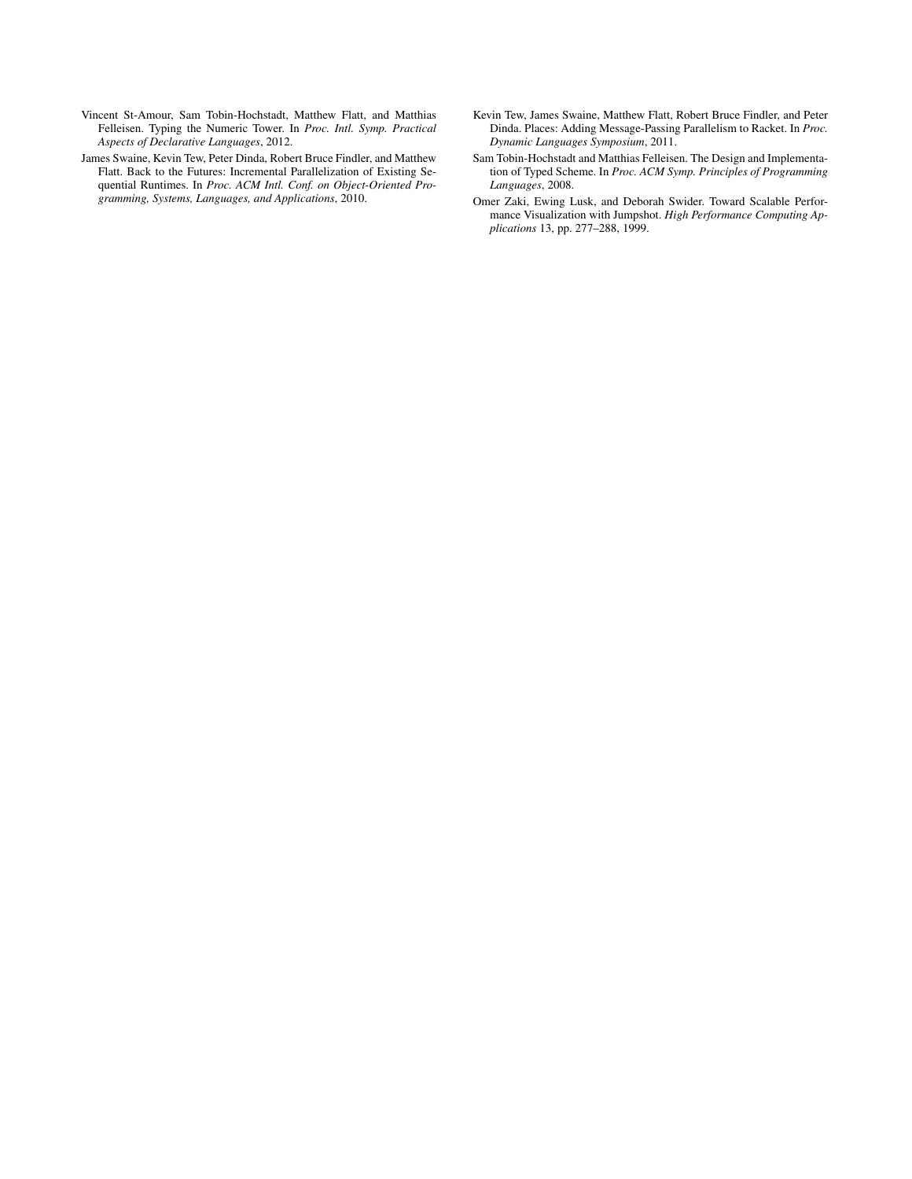Vincent St-Amour, Sam Tobin-Hochstadt, Matthew Flatt, and Matthias Felleisen. Typing the Numeric Tower. In *Proc. Intl. Symp. Practical Aspects of Declarative Languages*, 2012.

James Swaine, Kevin Tew, Peter Dinda, Robert Bruce Findler, and Matthew Flatt. Back to the Futures: Incremental Parallelization of Existing Sequential Runtimes. In *Proc. ACM Intl. Conf. on Object-Oriented Programming, Systems, Languages, and Applications*, 2010.

Kevin Tew, James Swaine, Matthew Flatt, Robert Bruce Findler, and Peter Dinda. Places: Adding Message-Passing Parallelism to Racket. In *Proc. Dynamic Languages Symposium*, 2011.

Sam Tobin-Hochstadt and Matthias Felleisen. The Design and Implementation of Typed Scheme. In *Proc. ACM Symp. Principles of Programming Languages*, 2008.

Omer Zaki, Ewing Lusk, and Deborah Swider. Toward Scalable Performance Visualization with Jumpshot. *High Performance Computing Applications* 13, pp. 277–288, 1999.